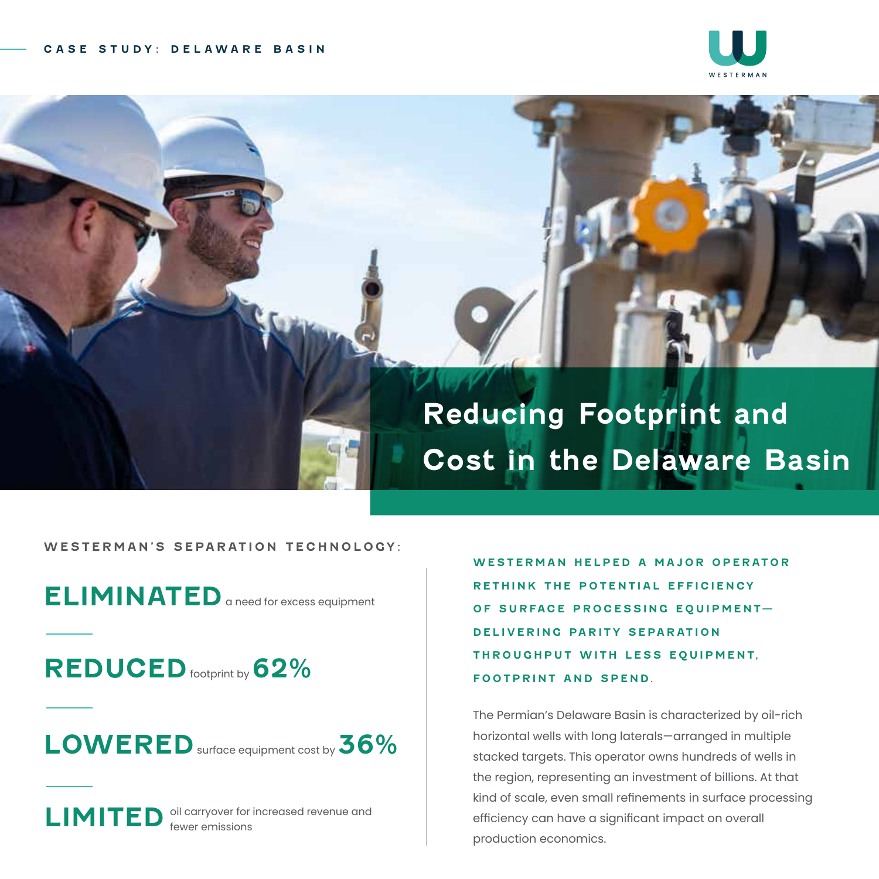CASE STUDY: DELAWARE BASIN

WESTERMAN

# Reducing Footprint and Cost in the Delaware Basin

## WESTERMAN'S SEPARATION TECHNOLOGY:

**ELIMINATED** a need for excess equipment

**REDUCED** footprint by **62%**

**LOWERED** surface equipment cost by **36%**

**LIMITED** oil carryover for increased revenue and fewer emissions

**WESTERMAN HELPED A MAJOR OPERATOR RETHINK THE POTENTIAL EFFICIENCY OF SURFACE PROCESSING EQUIPMENT—DELIVERING PARITY SEPARATION THROUGHPUT WITH LESS EQUIPMENT, FOOTPRINT AND SPEND.**

The Permian's Delaware Basin is characterized by oil-rich horizontal wells with long laterals—arranged in multiple stacked targets. This operator owns hundreds of wells in the region, representing an investment of billions. At that kind of scale, even small refinements in surface processing efficiency can have a significant impact on overall production economics.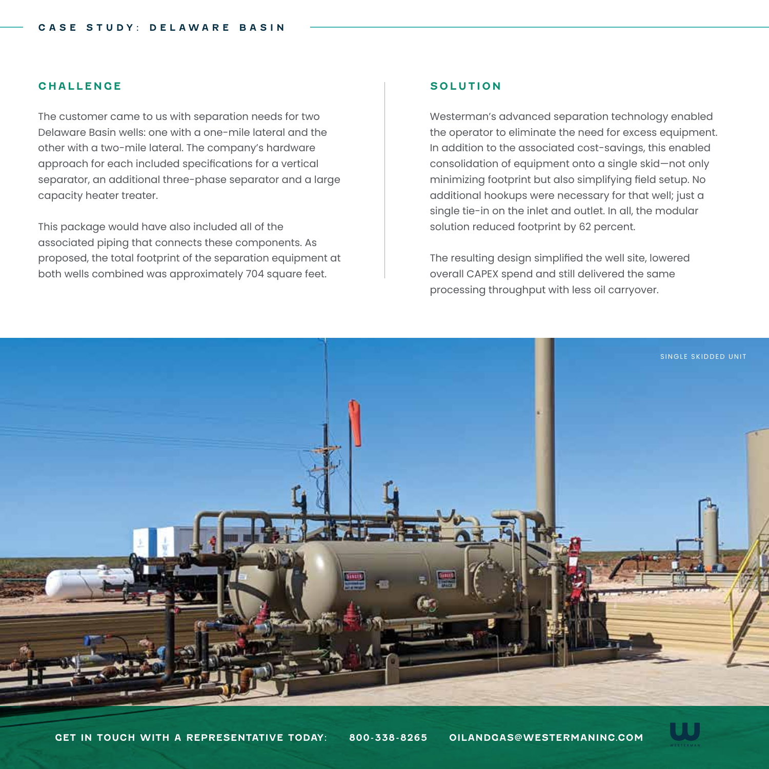# CASE STUDY: DELAWARE BASIN

## CHALLENGE

The customer came to us with separation needs for two Delaware Basin wells: one with a one-mile lateral and the other with a two-mile lateral. The company's hardware approach for each included specifications for a vertical separator, an additional three-phase separator and a large capacity heater treater.

This package would have also included all of the associated piping that connects these components. As proposed, the total footprint of the separation equipment at both wells combined was approximately 704 square feet.

## SOLUTION

Westerman's advanced separation technology enabled the operator to eliminate the need for excess equipment. In addition to the associated cost-savings, this enabled consolidation of equipment onto a single skid—not only minimizing footprint but also simplifying field setup. No additional hookups were necessary for that well; just a single tie-in on the inlet and outlet. In all, the modular solution reduced footprint by 62 percent.

The resulting design simplified the well site, lowered overall CAPEX spend and still delivered the same processing throughput with less oil carryover.

SINGLE SKIDDED UNIT

**GET IN TOUCH WITH A REPRESENTATIVE TODAY:** 800-338-8265 OILANDGAS@WESTERMANINC.COM